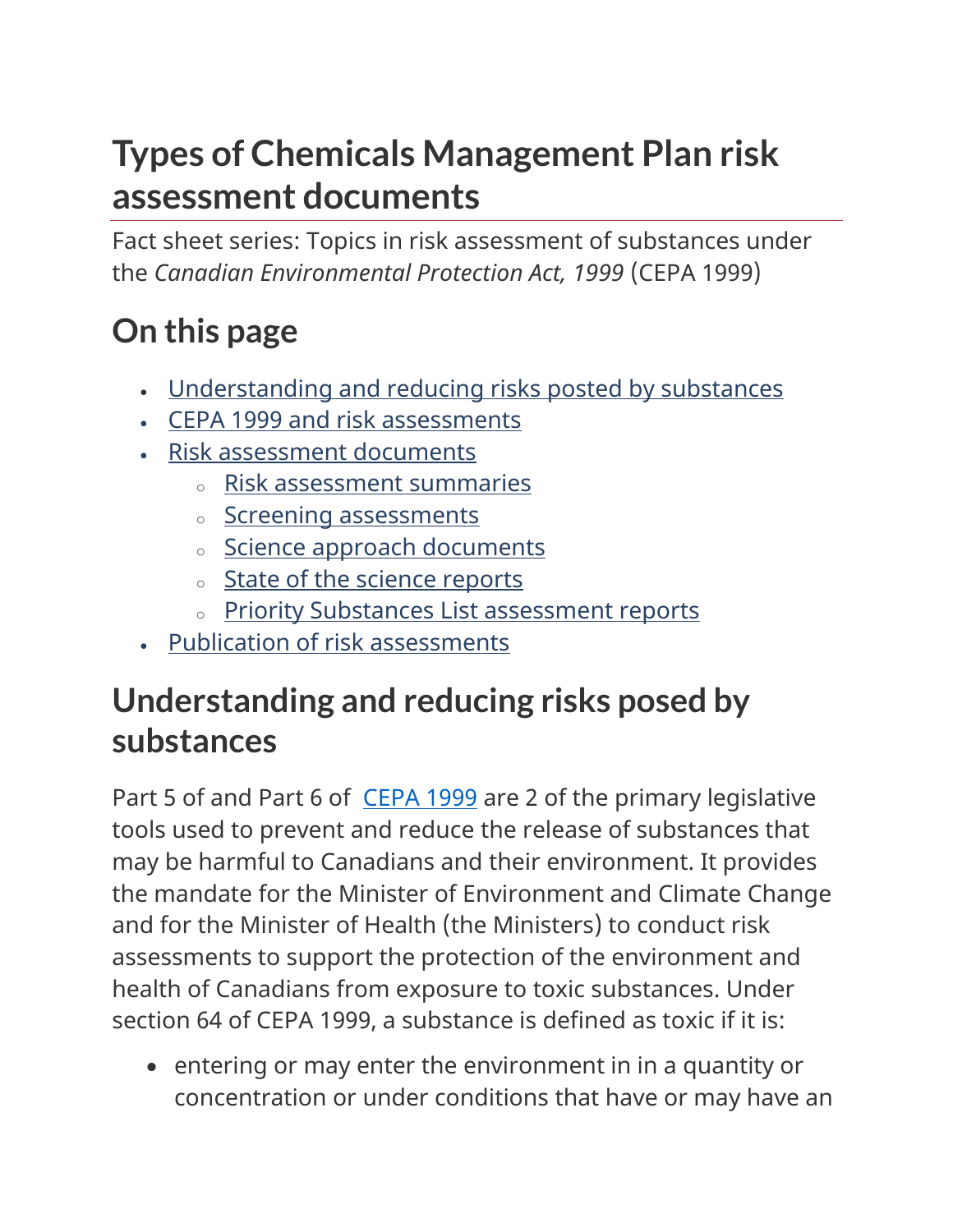# Types of Chemicals Management Plan risk assessment documents

Fact sheet series: Topics in risk assessment of substances under the *Canadian Environmental Protection Act, 1999* (CEPA 1999)

## On this page

- Understanding and reducing risks posted by substances
- CEPA 1999 and risk assessments
- Risk assessment documents
  - Risk assessment summaries
  - Screening assessments
  - Science approach documents
  - State of the science reports
  - Priority Substances List assessment reports
- Publication of risk assessments

## Understanding and reducing risks posed by substances

Part 5 of and Part 6 of CEPA 1999 are 2 of the primary legislative tools used to prevent and reduce the release of substances that may be harmful to Canadians and their environment. It provides the mandate for the Minister of Environment and Climate Change and for the Minister of Health (the Ministers) to conduct risk assessments to support the protection of the environment and health of Canadians from exposure to toxic substances. Under section 64 of CEPA 1999, a substance is defined as toxic if it is:

- entering or may enter the environment in in a quantity or concentration or under conditions that have or may have an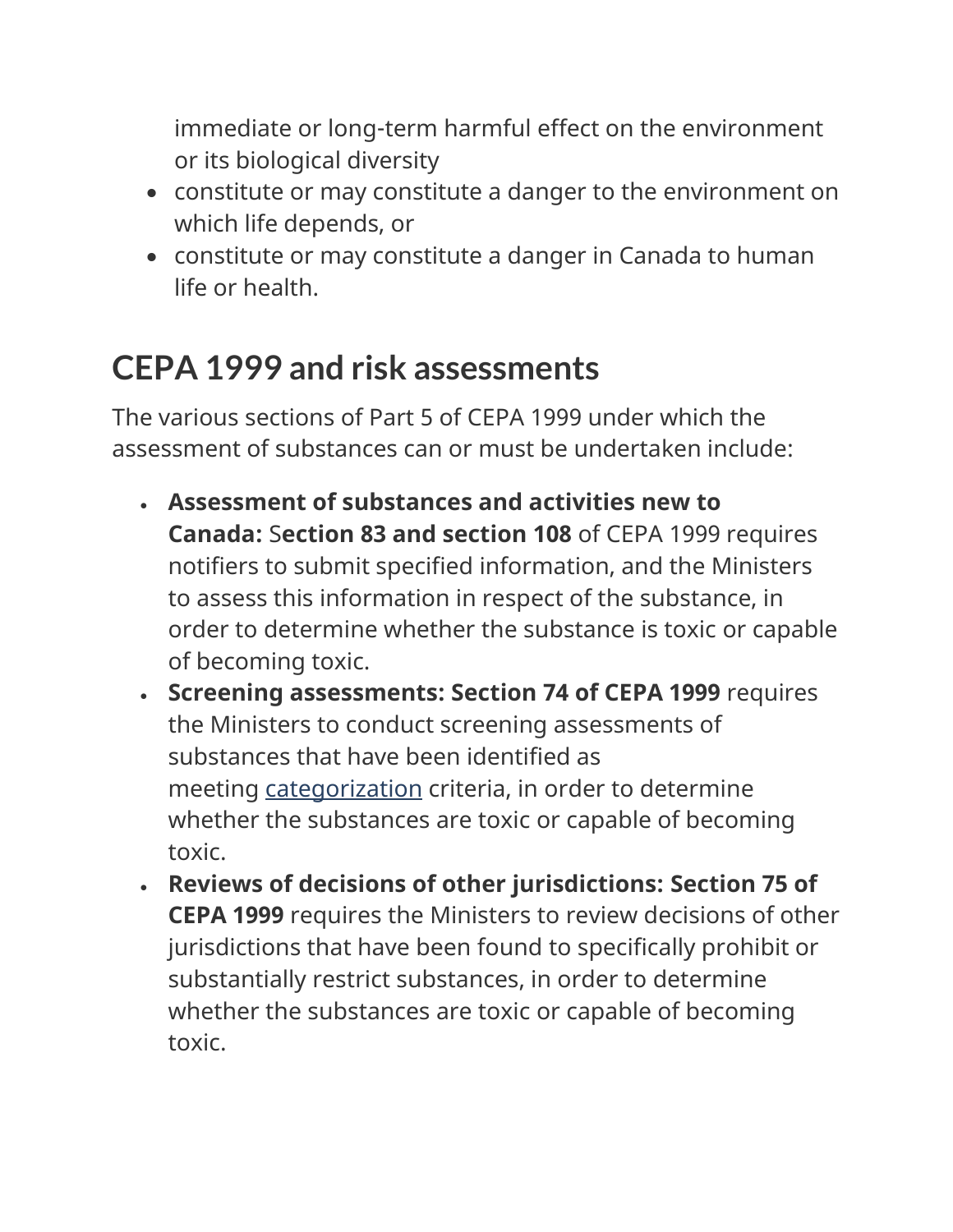immediate or long-term harmful effect on the environment or its biological diversity
- constitute or may constitute a danger to the environment on which life depends, or
- constitute or may constitute a danger in Canada to human life or health.

## CEPA 1999 and risk assessments

The various sections of Part 5 of CEPA 1999 under which the assessment of substances can or must be undertaken include:

- **Assessment of substances and activities new to Canada:** S**ection 83 and section 108** of CEPA 1999 requires notifiers to submit specified information, and the Ministers to assess this information in respect of the substance, in order to determine whether the substance is toxic or capable of becoming toxic.
- **Screening assessments: Section 74 of CEPA 1999** requires the Ministers to conduct screening assessments of substances that have been identified as meeting categorization criteria, in order to determine whether the substances are toxic or capable of becoming toxic.
- **Reviews of decisions of other jurisdictions: Section 75 of CEPA 1999** requires the Ministers to review decisions of other jurisdictions that have been found to specifically prohibit or substantially restrict substances, in order to determine whether the substances are toxic or capable of becoming toxic.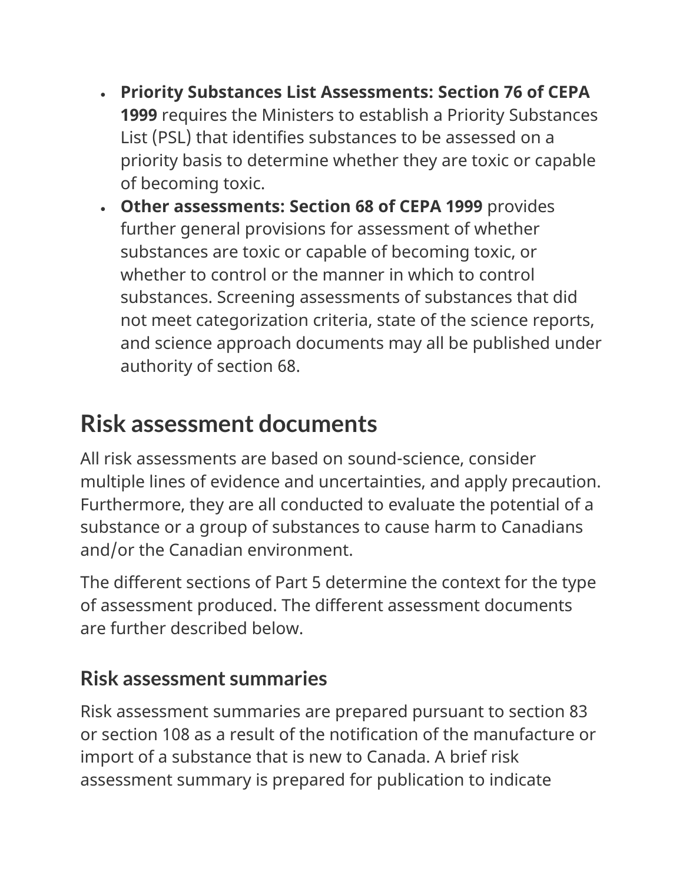- **Priority Substances List Assessments: Section 76 of CEPA 1999** requires the Ministers to establish a Priority Substances List (PSL) that identifies substances to be assessed on a priority basis to determine whether they are toxic or capable of becoming toxic.
- **Other assessments: Section 68 of CEPA 1999** provides further general provisions for assessment of whether substances are toxic or capable of becoming toxic, or whether to control or the manner in which to control substances. Screening assessments of substances that did not meet categorization criteria, state of the science reports, and science approach documents may all be published under authority of section 68.

## Risk assessment documents

All risk assessments are based on sound-science, consider multiple lines of evidence and uncertainties, and apply precaution. Furthermore, they are all conducted to evaluate the potential of a substance or a group of substances to cause harm to Canadians and/or the Canadian environment.

The different sections of Part 5 determine the context for the type of assessment produced. The different assessment documents are further described below.

### Risk assessment summaries

Risk assessment summaries are prepared pursuant to section 83 or section 108 as a result of the notification of the manufacture or import of a substance that is new to Canada. A brief risk assessment summary is prepared for publication to indicate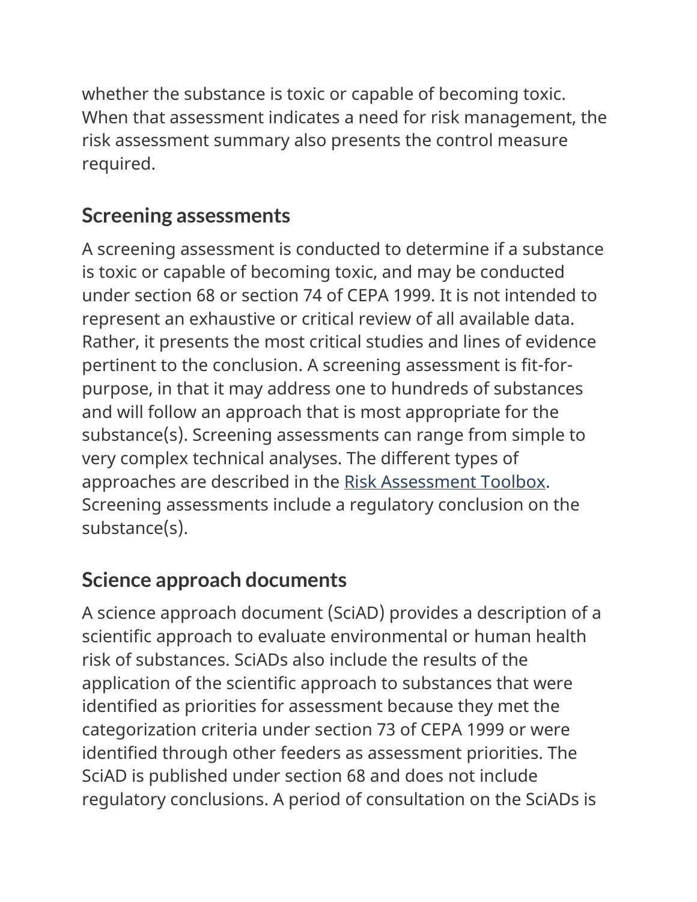whether the substance is toxic or capable of becoming toxic. When that assessment indicates a need for risk management, the risk assessment summary also presents the control measure required.

## Screening assessments

A screening assessment is conducted to determine if a substance is toxic or capable of becoming toxic, and may be conducted under section 68 or section 74 of CEPA 1999. It is not intended to represent an exhaustive or critical review of all available data. Rather, it presents the most critical studies and lines of evidence pertinent to the conclusion. A screening assessment is fit-for-purpose, in that it may address one to hundreds of substances and will follow an approach that is most appropriate for the substance(s). Screening assessments can range from simple to very complex technical analyses. The different types of approaches are described in the Risk Assessment Toolbox. Screening assessments include a regulatory conclusion on the substance(s).

## Science approach documents

A science approach document (SciAD) provides a description of a scientific approach to evaluate environmental or human health risk of substances. SciADs also include the results of the application of the scientific approach to substances that were identified as priorities for assessment because they met the categorization criteria under section 73 of CEPA 1999 or were identified through other feeders as assessment priorities. The SciAD is published under section 68 and does not include regulatory conclusions. A period of consultation on the SciADs is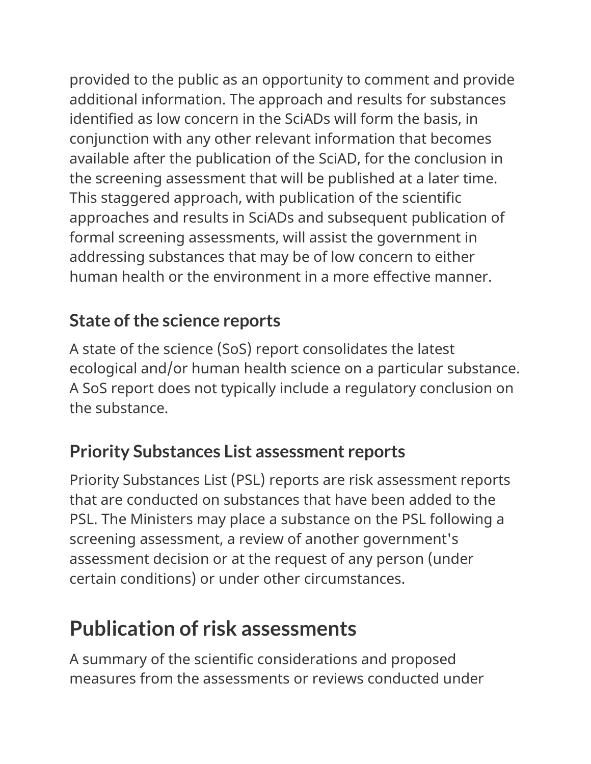provided to the public as an opportunity to comment and provide additional information. The approach and results for substances identified as low concern in the SciADs will form the basis, in conjunction with any other relevant information that becomes available after the publication of the SciAD, for the conclusion in the screening assessment that will be published at a later time. This staggered approach, with publication of the scientific approaches and results in SciADs and subsequent publication of formal screening assessments, will assist the government in addressing substances that may be of low concern to either human health or the environment in a more effective manner.

### State of the science reports

A state of the science (SoS) report consolidates the latest ecological and/or human health science on a particular substance. A SoS report does not typically include a regulatory conclusion on the substance.

### Priority Substances List assessment reports

Priority Substances List (PSL) reports are risk assessment reports that are conducted on substances that have been added to the PSL. The Ministers may place a substance on the PSL following a screening assessment, a review of another government's assessment decision or at the request of any person (under certain conditions) or under other circumstances.

## Publication of risk assessments

A summary of the scientific considerations and proposed measures from the assessments or reviews conducted under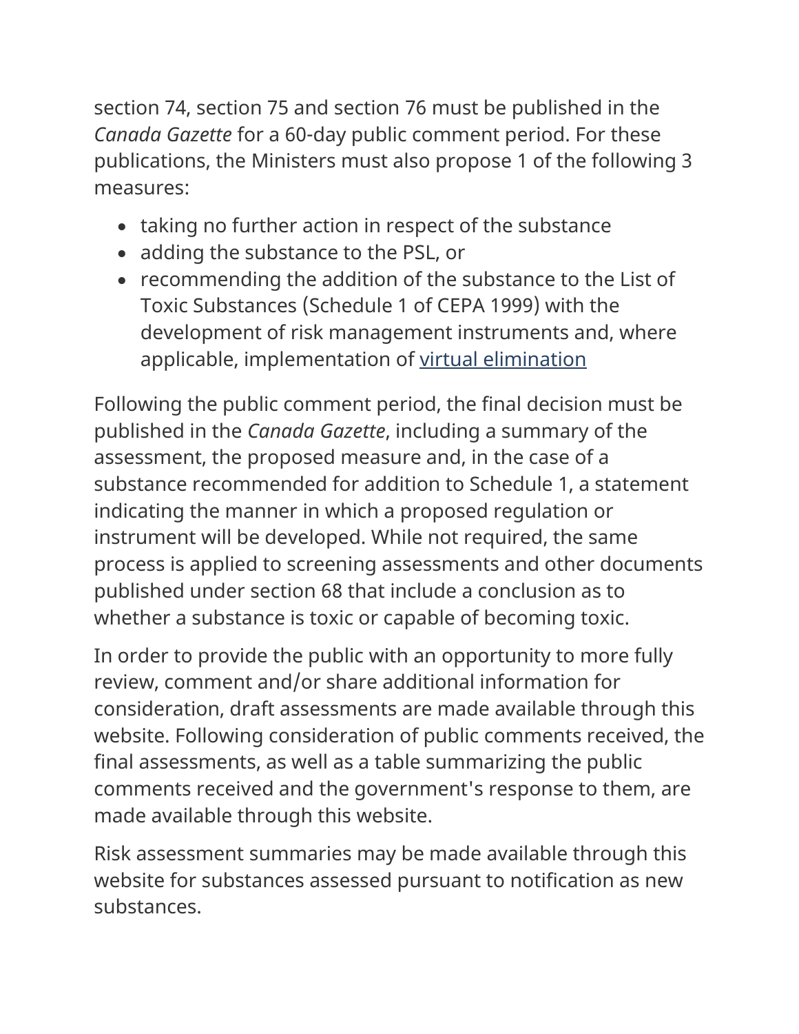section 74, section 75 and section 76 must be published in the *Canada Gazette* for a 60-day public comment period. For these publications, the Ministers must also propose 1 of the following 3 measures:

- taking no further action in respect of the substance
- adding the substance to the PSL, or
- recommending the addition of the substance to the List of Toxic Substances (Schedule 1 of CEPA 1999) with the development of risk management instruments and, where applicable, implementation of virtual elimination

Following the public comment period, the final decision must be published in the *Canada Gazette*, including a summary of the assessment, the proposed measure and, in the case of a substance recommended for addition to Schedule 1, a statement indicating the manner in which a proposed regulation or instrument will be developed. While not required, the same process is applied to screening assessments and other documents published under section 68 that include a conclusion as to whether a substance is toxic or capable of becoming toxic.

In order to provide the public with an opportunity to more fully review, comment and/or share additional information for consideration, draft assessments are made available through this website. Following consideration of public comments received, the final assessments, as well as a table summarizing the public comments received and the government's response to them, are made available through this website.

Risk assessment summaries may be made available through this website for substances assessed pursuant to notification as new substances.